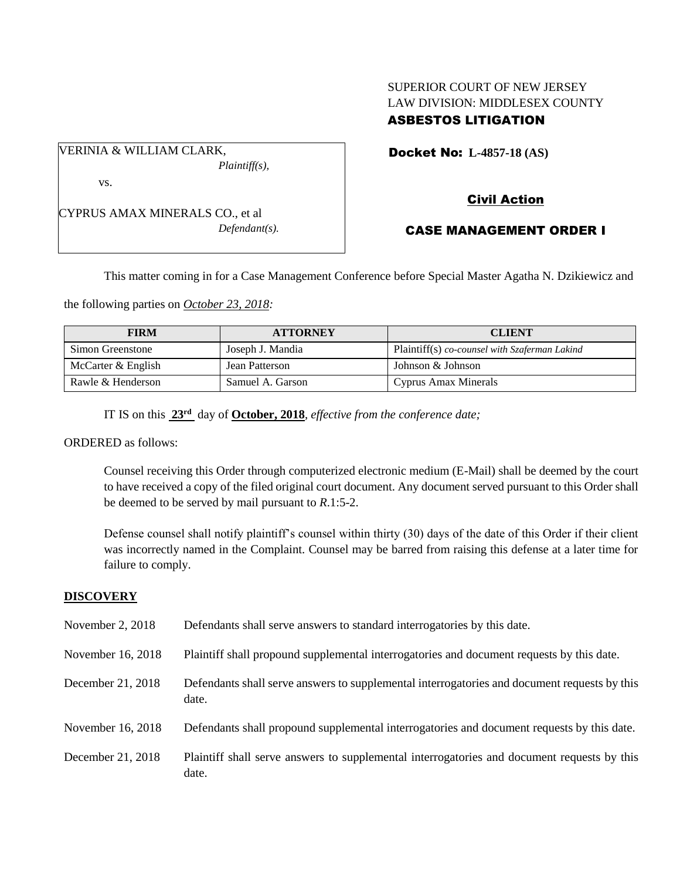SUPERIOR COURT OF NEW JERSEY
LAW DIVISION: MIDDLESEX COUNTY
**ASBESTOS LITIGATION**

VERINIA & WILLIAM CLARK,
*Plaintiff(s),*

vs.

CYPRUS AMAX MINERALS CO., et al
*Defendant(s).*

**Docket No: L-4857-18 (AS)**

**Civil Action**

**CASE MANAGEMENT ORDER I**

This matter coming in for a Case Management Conference before Special Master Agatha N. Dzikiewicz and the following parties on *October 23, 2018:*

| FIRM | ATTORNEY | CLIENT |
|---|---|---|
| Simon Greenstone | Joseph J. Mandia | Plaintiff(s) *co-counsel with Szaferman Lakind* |
| McCarter & English | Jean Patterson | Johnson & Johnson |
| Rawle & Henderson | Samuel A. Garson | Cyprus Amax Minerals |

IT IS on this **23rd** day of **October, 2018**, *effective from the conference date;*

ORDERED as follows:

Counsel receiving this Order through computerized electronic medium (E-Mail) shall be deemed by the court to have received a copy of the filed original court document. Any document served pursuant to this Order shall be deemed to be served by mail pursuant to *R*.1:5-2.

Defense counsel shall notify plaintiff's counsel within thirty (30) days of the date of this Order if their client was incorrectly named in the Complaint. Counsel may be barred from raising this defense at a later time for failure to comply.

## DISCOVERY

| | |
|---|---|
| November 2, 2018 | Defendants shall serve answers to standard interrogatories by this date. |
| November 16, 2018 | Plaintiff shall propound supplemental interrogatories and document requests by this date. |
| December 21, 2018 | Defendants shall serve answers to supplemental interrogatories and document requests by this date. |
| November 16, 2018 | Defendants shall propound supplemental interrogatories and document requests by this date. |
| December 21, 2018 | Plaintiff shall serve answers to supplemental interrogatories and document requests by this date. |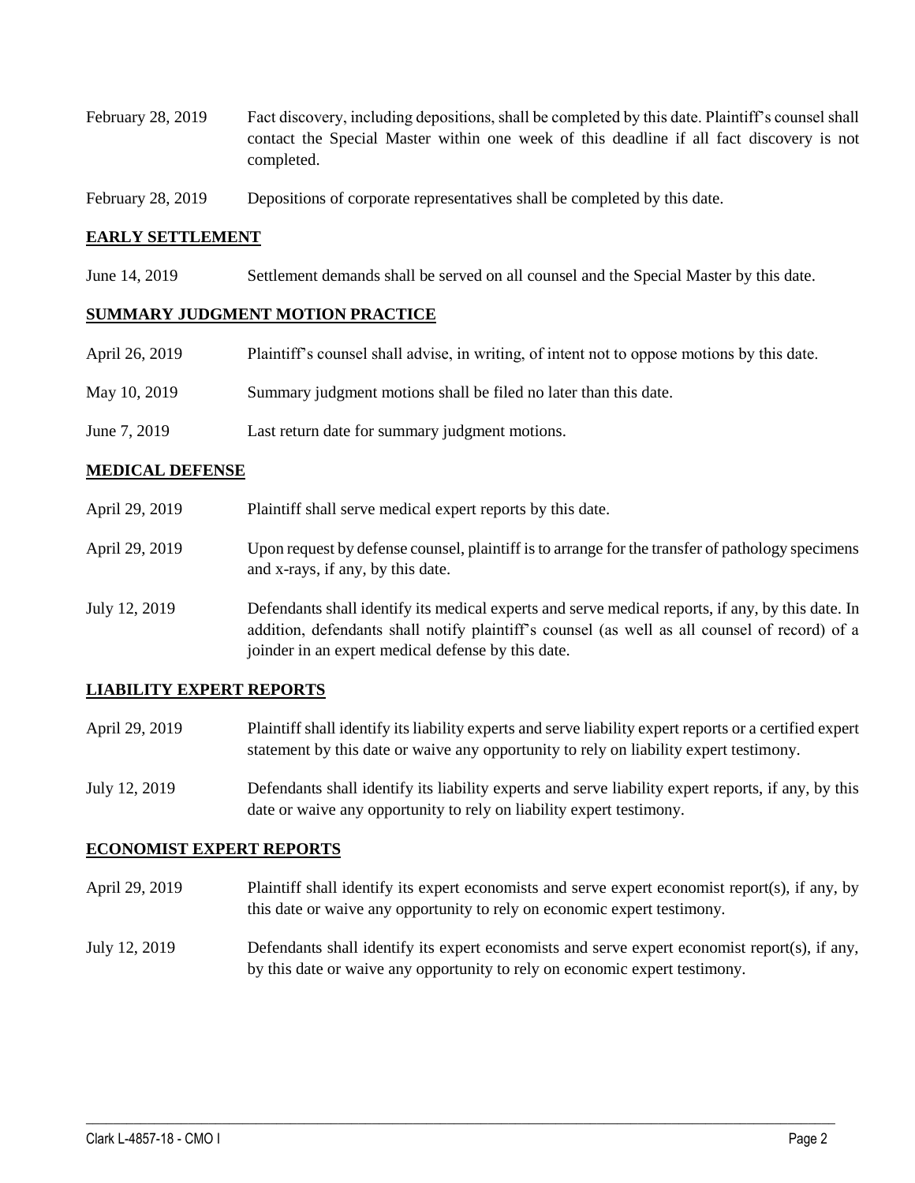| | |
|---|---|
| February 28, 2019 | Fact discovery, including depositions, shall be completed by this date. Plaintiff's counsel shall contact the Special Master within one week of this deadline if all fact discovery is not completed. |
| February 28, 2019 | Depositions of corporate representatives shall be completed by this date. |

## EARLY SETTLEMENT

| | |
|---|---|
| June 14, 2019 | Settlement demands shall be served on all counsel and the Special Master by this date. |

## SUMMARY JUDGMENT MOTION PRACTICE

| | |
|---|---|
| April 26, 2019 | Plaintiff's counsel shall advise, in writing, of intent not to oppose motions by this date. |
| May 10, 2019 | Summary judgment motions shall be filed no later than this date. |
| June 7, 2019 | Last return date for summary judgment motions. |

## MEDICAL DEFENSE

| | |
|---|---|
| April 29, 2019 | Plaintiff shall serve medical expert reports by this date. |
| April 29, 2019 | Upon request by defense counsel, plaintiff is to arrange for the transfer of pathology specimens and x-rays, if any, by this date. |
| July 12, 2019 | Defendants shall identify its medical experts and serve medical reports, if any, by this date. In addition, defendants shall notify plaintiff's counsel (as well as all counsel of record) of a joinder in an expert medical defense by this date. |

## LIABILITY EXPERT REPORTS

| | |
|---|---|
| April 29, 2019 | Plaintiff shall identify its liability experts and serve liability expert reports or a certified expert statement by this date or waive any opportunity to rely on liability expert testimony. |
| July 12, 2019 | Defendants shall identify its liability experts and serve liability expert reports, if any, by this date or waive any opportunity to rely on liability expert testimony. |

## ECONOMIST EXPERT REPORTS

| | |
|---|---|
| April 29, 2019 | Plaintiff shall identify its expert economists and serve expert economist report(s), if any, by this date or waive any opportunity to rely on economic expert testimony. |
| July 12, 2019 | Defendants shall identify its expert economists and serve expert economist report(s), if any, by this date or waive any opportunity to rely on economic expert testimony. |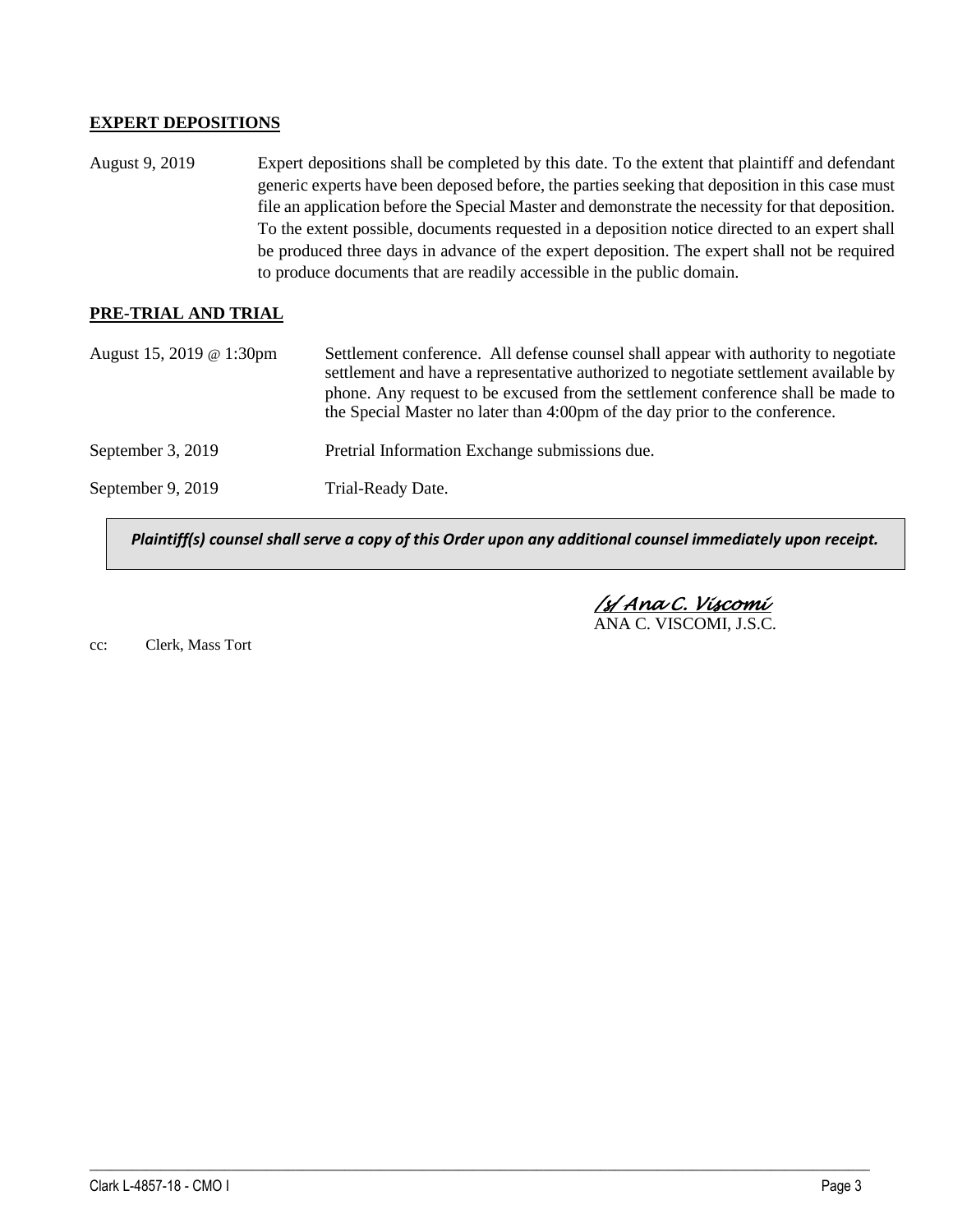**EXPERT DEPOSITIONS**

| | |
|---|---|
| August 9, 2019 | Expert depositions shall be completed by this date. To the extent that plaintiff and defendant generic experts have been deposed before, the parties seeking that deposition in this case must file an application before the Special Master and demonstrate the necessity for that deposition. To the extent possible, documents requested in a deposition notice directed to an expert shall be produced three days in advance of the expert deposition. The expert shall not be required to produce documents that are readily accessible in the public domain. |

**PRE-TRIAL AND TRIAL**

| | |
|---|---|
| August 15, 2019 @ 1:30pm | Settlement conference. All defense counsel shall appear with authority to negotiate settlement and have a representative authorized to negotiate settlement available by phone. Any request to be excused from the settlement conference shall be made to the Special Master no later than 4:00pm of the day prior to the conference. |
| September 3, 2019 | Pretrial Information Exchange submissions due. |
| September 9, 2019 | Trial-Ready Date. |

***Plaintiff(s) counsel shall serve a copy of this Order upon any additional counsel immediately upon receipt.***

/s/ Ana C. Viscomi
ANA C. VISCOMI, J.S.C.

cc: Clerk, Mass Tort